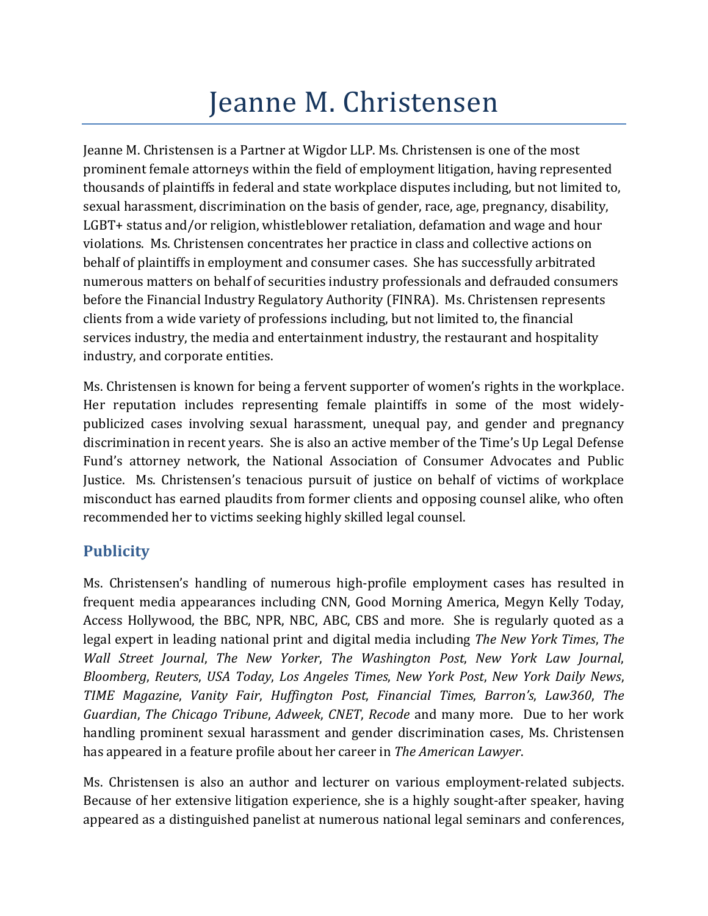# Jeanne M. Christensen

Jeanne M. Christensen is a Partner at Wigdor LLP. Ms. Christensen is one of the most prominent female attorneys within the field of employment litigation, having represented thousands of plaintiffs in federal and state workplace disputes including, but not limited to, sexual harassment, discrimination on the basis of gender, race, age, pregnancy, disability, LGBT+ status and/or religion, whistleblower retaliation, defamation and wage and hour violations. Ms. Christensen concentrates her practice in class and collective actions on behalf of plaintiffs in employment and consumer cases. She has successfully arbitrated numerous matters on behalf of securities industry professionals and defrauded consumers before the Financial Industry Regulatory Authority (FINRA). Ms. Christensen represents clients from a wide variety of professions including, but not limited to, the financial services industry, the media and entertainment industry, the restaurant and hospitality industry, and corporate entities.

Ms. Christensen is known for being a fervent supporter of women's rights in the workplace. Her reputation includes representing female plaintiffs in some of the most widely-publicized cases involving sexual harassment, unequal pay, and gender and pregnancy discrimination in recent years. She is also an active member of the Time's Up Legal Defense Fund's attorney network, the National Association of Consumer Advocates and Public Justice. Ms. Christensen's tenacious pursuit of justice on behalf of victims of workplace misconduct has earned plaudits from former clients and opposing counsel alike, who often recommended her to victims seeking highly skilled legal counsel.

## Publicity

Ms. Christensen's handling of numerous high-profile employment cases has resulted in frequent media appearances including CNN, Good Morning America, Megyn Kelly Today, Access Hollywood, the BBC, NPR, NBC, ABC, CBS and more. She is regularly quoted as a legal expert in leading national print and digital media including *The New York Times*, *The Wall Street Journal*, *The New Yorker*, *The Washington Post*, *New York Law Journal*, *Bloomberg*, *Reuters*, *USA Today*, *Los Angeles Times*, *New York Post*, *New York Daily News*, *TIME Magazine*, *Vanity Fair*, *Huffington Post*, *Financial Times*, *Barron's*, *Law360*, *The Guardian*, *The Chicago Tribune*, *Adweek*, *CNET*, *Recode* and many more. Due to her work handling prominent sexual harassment and gender discrimination cases, Ms. Christensen has appeared in a feature profile about her career in *The American Lawyer*.

Ms. Christensen is also an author and lecturer on various employment-related subjects. Because of her extensive litigation experience, she is a highly sought-after speaker, having appeared as a distinguished panelist at numerous national legal seminars and conferences,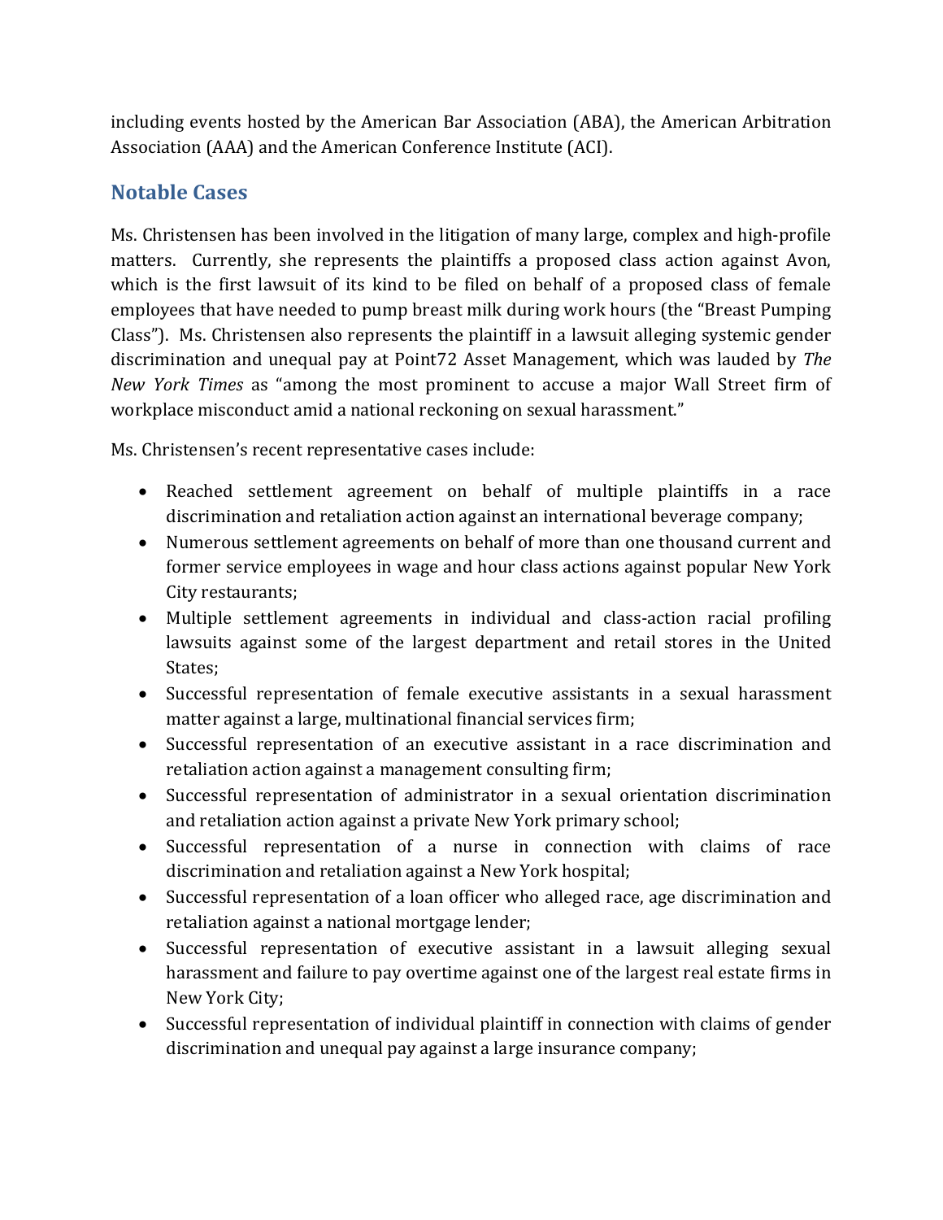including events hosted by the American Bar Association (ABA), the American Arbitration Association (AAA) and the American Conference Institute (ACI).

## Notable Cases

Ms. Christensen has been involved in the litigation of many large, complex and high-profile matters. Currently, she represents the plaintiffs a proposed class action against Avon, which is the first lawsuit of its kind to be filed on behalf of a proposed class of female employees that have needed to pump breast milk during work hours (the "Breast Pumping Class"). Ms. Christensen also represents the plaintiff in a lawsuit alleging systemic gender discrimination and unequal pay at Point72 Asset Management, which was lauded by *The New York Times* as "among the most prominent to accuse a major Wall Street firm of workplace misconduct amid a national reckoning on sexual harassment."

Ms. Christensen's recent representative cases include:

- Reached settlement agreement on behalf of multiple plaintiffs in a race discrimination and retaliation action against an international beverage company;
- Numerous settlement agreements on behalf of more than one thousand current and former service employees in wage and hour class actions against popular New York City restaurants;
- Multiple settlement agreements in individual and class-action racial profiling lawsuits against some of the largest department and retail stores in the United States;
- Successful representation of female executive assistants in a sexual harassment matter against a large, multinational financial services firm;
- Successful representation of an executive assistant in a race discrimination and retaliation action against a management consulting firm;
- Successful representation of administrator in a sexual orientation discrimination and retaliation action against a private New York primary school;
- Successful representation of a nurse in connection with claims of race discrimination and retaliation against a New York hospital;
- Successful representation of a loan officer who alleged race, age discrimination and retaliation against a national mortgage lender;
- Successful representation of executive assistant in a lawsuit alleging sexual harassment and failure to pay overtime against one of the largest real estate firms in New York City;
- Successful representation of individual plaintiff in connection with claims of gender discrimination and unequal pay against a large insurance company;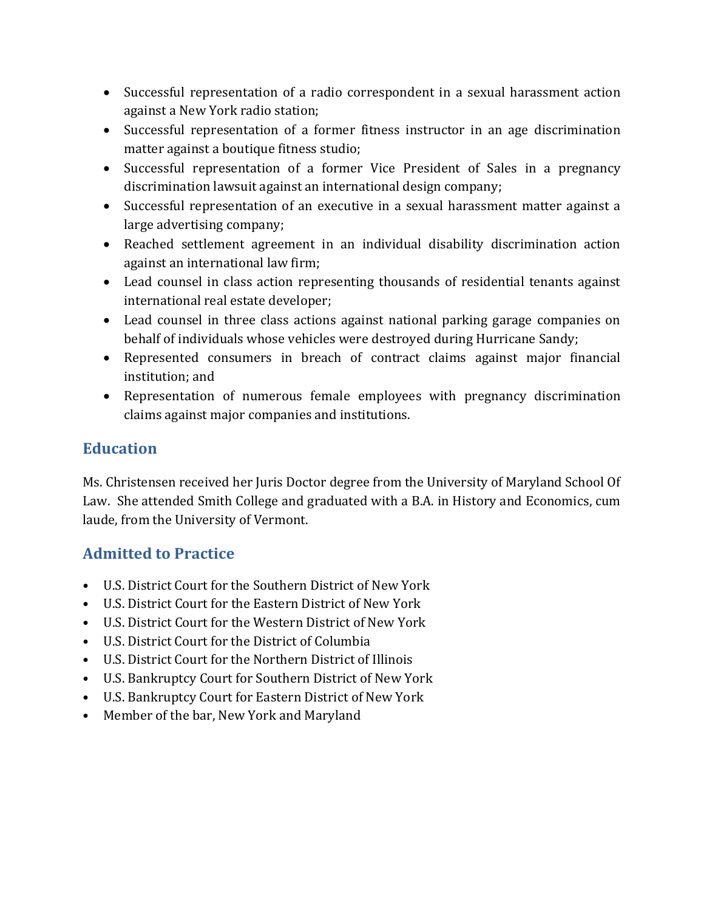- Successful representation of a radio correspondent in a sexual harassment action against a New York radio station;
- Successful representation of a former fitness instructor in an age discrimination matter against a boutique fitness studio;
- Successful representation of a former Vice President of Sales in a pregnancy discrimination lawsuit against an international design company;
- Successful representation of an executive in a sexual harassment matter against a large advertising company;
- Reached settlement agreement in an individual disability discrimination action against an international law firm;
- Lead counsel in class action representing thousands of residential tenants against international real estate developer;
- Lead counsel in three class actions against national parking garage companies on behalf of individuals whose vehicles were destroyed during Hurricane Sandy;
- Represented consumers in breach of contract claims against major financial institution; and
- Representation of numerous female employees with pregnancy discrimination claims against major companies and institutions.

## Education

Ms. Christensen received her Juris Doctor degree from the University of Maryland School Of Law. She attended Smith College and graduated with a B.A. in History and Economics, cum laude, from the University of Vermont.

## Admitted to Practice

- U.S. District Court for the Southern District of New York
- U.S. District Court for the Eastern District of New York
- U.S. District Court for the Western District of New York
- U.S. District Court for the District of Columbia
- U.S. District Court for the Northern District of Illinois
- U.S. Bankruptcy Court for Southern District of New York
- U.S. Bankruptcy Court for Eastern District of New York
- Member of the bar, New York and Maryland